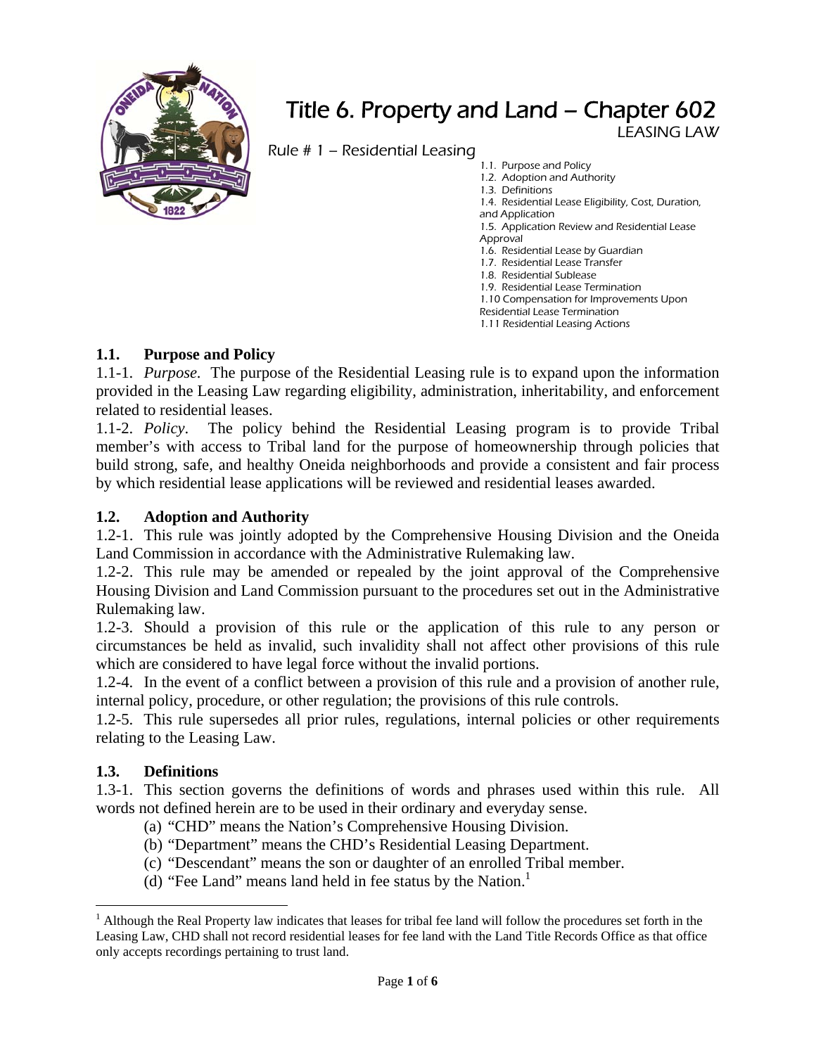# Title 6. Property and Land – Chapter 602

LEASING LAW

## Rule # 1 – Residential Leasing

1.1. Purpose and Policy
1.2. Adoption and Authority
1.3. Definitions
1.4. Residential Lease Eligibility, Cost, Duration, and Application
1.5. Application Review and Residential Lease Approval
1.6. Residential Lease by Guardian
1.7. Residential Lease Transfer
1.8. Residential Sublease
1.9. Residential Lease Termination
1.10 Compensation for Improvements Upon Residential Lease Termination
1.11 Residential Leasing Actions

### 1.1. Purpose and Policy

1.1-1. *Purpose.* The purpose of the Residential Leasing rule is to expand upon the information provided in the Leasing Law regarding eligibility, administration, inheritability, and enforcement related to residential leases.

1.1-2. *Policy*. The policy behind the Residential Leasing program is to provide Tribal member's with access to Tribal land for the purpose of homeownership through policies that build strong, safe, and healthy Oneida neighborhoods and provide a consistent and fair process by which residential lease applications will be reviewed and residential leases awarded.

### 1.2. Adoption and Authority

1.2-1. This rule was jointly adopted by the Comprehensive Housing Division and the Oneida Land Commission in accordance with the Administrative Rulemaking law.

1.2-2. This rule may be amended or repealed by the joint approval of the Comprehensive Housing Division and Land Commission pursuant to the procedures set out in the Administrative Rulemaking law.

1.2-3. Should a provision of this rule or the application of this rule to any person or circumstances be held as invalid, such invalidity shall not affect other provisions of this rule which are considered to have legal force without the invalid portions.

1.2-4. In the event of a conflict between a provision of this rule and a provision of another rule, internal policy, procedure, or other regulation; the provisions of this rule controls.

1.2-5. This rule supersedes all prior rules, regulations, internal policies or other requirements relating to the Leasing Law.

### 1.3. Definitions

1.3-1. This section governs the definitions of words and phrases used within this rule. All words not defined herein are to be used in their ordinary and everyday sense.

(a) "CHD" means the Nation's Comprehensive Housing Division.
(b) "Department" means the CHD's Residential Leasing Department.
(c) "Descendant" means the son or daughter of an enrolled Tribal member.
(d) "Fee Land" means land held in fee status by the Nation.[1]

[1] Although the Real Property law indicates that leases for tribal fee land will follow the procedures set forth in the Leasing Law, CHD shall not record residential leases for fee land with the Land Title Records Office as that office only accepts recordings pertaining to trust land.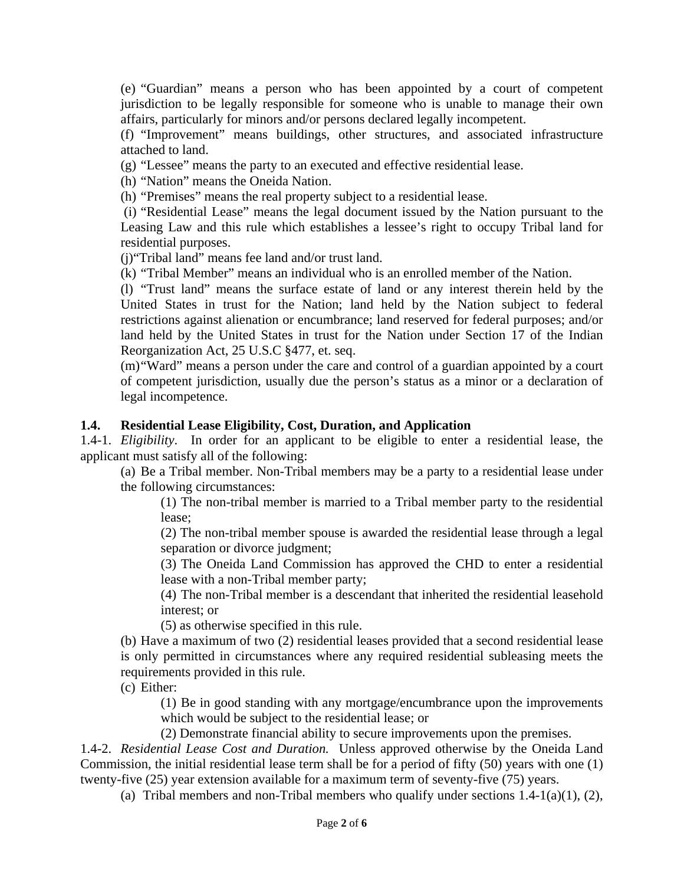(e) "Guardian" means a person who has been appointed by a court of competent jurisdiction to be legally responsible for someone who is unable to manage their own affairs, particularly for minors and/or persons declared legally incompetent.

(f) "Improvement" means buildings, other structures, and associated infrastructure attached to land.

(g) "Lessee" means the party to an executed and effective residential lease.

(h) "Nation" means the Oneida Nation.

(h) "Premises" means the real property subject to a residential lease.

(i) "Residential Lease" means the legal document issued by the Nation pursuant to the Leasing Law and this rule which establishes a lessee's right to occupy Tribal land for residential purposes.

(j)"Tribal land" means fee land and/or trust land.

(k) "Tribal Member" means an individual who is an enrolled member of the Nation.

(l) "Trust land" means the surface estate of land or any interest therein held by the United States in trust for the Nation; land held by the Nation subject to federal restrictions against alienation or encumbrance; land reserved for federal purposes; and/or land held by the United States in trust for the Nation under Section 17 of the Indian Reorganization Act, 25 U.S.C §477, et. seq.

(m)"Ward" means a person under the care and control of a guardian appointed by a court of competent jurisdiction, usually due the person's status as a minor or a declaration of legal incompetence.

## 1.4. Residential Lease Eligibility, Cost, Duration, and Application

1.4-1. *Eligibility*. In order for an applicant to be eligible to enter a residential lease, the applicant must satisfy all of the following:

(a) Be a Tribal member. Non-Tribal members may be a party to a residential lease under the following circumstances:

(1) The non-tribal member is married to a Tribal member party to the residential lease;

(2) The non-tribal member spouse is awarded the residential lease through a legal separation or divorce judgment;

(3) The Oneida Land Commission has approved the CHD to enter a residential lease with a non-Tribal member party;

(4) The non-Tribal member is a descendant that inherited the residential leasehold interest; or

(5) as otherwise specified in this rule.

(b) Have a maximum of two (2) residential leases provided that a second residential lease is only permitted in circumstances where any required residential subleasing meets the requirements provided in this rule.

(c) Either:

(1) Be in good standing with any mortgage/encumbrance upon the improvements which would be subject to the residential lease; or

(2) Demonstrate financial ability to secure improvements upon the premises.

1.4-2. *Residential Lease Cost and Duration.* Unless approved otherwise by the Oneida Land Commission, the initial residential lease term shall be for a period of fifty (50) years with one (1) twenty-five (25) year extension available for a maximum term of seventy-five (75) years.

(a) Tribal members and non-Tribal members who qualify under sections 1.4-1(a)(1), (2),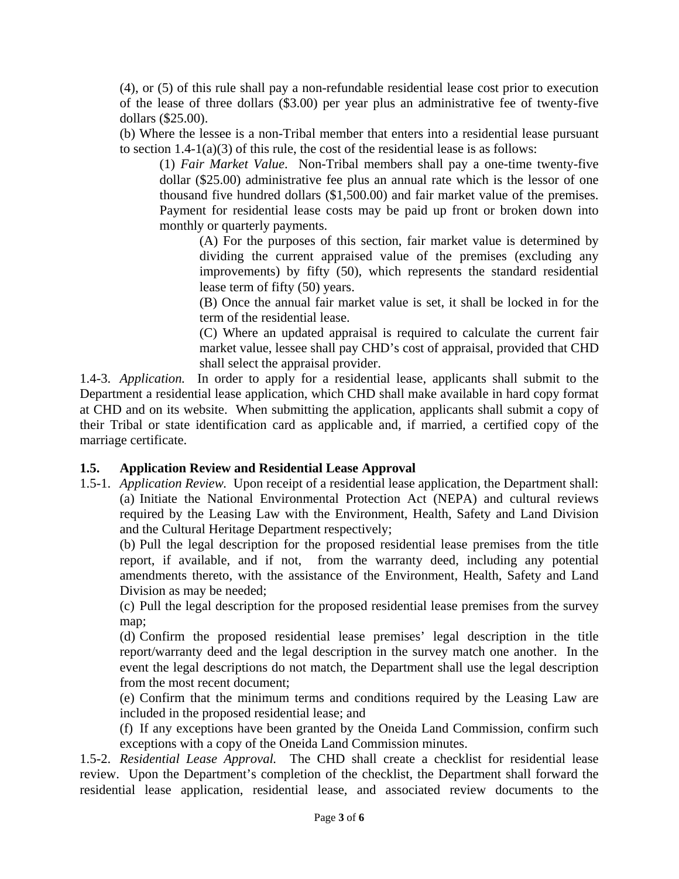(4), or (5) of this rule shall pay a non-refundable residential lease cost prior to execution of the lease of three dollars ($3.00) per year plus an administrative fee of twenty-five dollars ($25.00).

(b) Where the lessee is a non-Tribal member that enters into a residential lease pursuant to section 1.4-1(a)(3) of this rule, the cost of the residential lease is as follows:

(1) *Fair Market Value*. Non-Tribal members shall pay a one-time twenty-five dollar ($25.00) administrative fee plus an annual rate which is the lessor of one thousand five hundred dollars ($1,500.00) and fair market value of the premises. Payment for residential lease costs may be paid up front or broken down into monthly or quarterly payments.

(A) For the purposes of this section, fair market value is determined by dividing the current appraised value of the premises (excluding any improvements) by fifty (50), which represents the standard residential lease term of fifty (50) years.

(B) Once the annual fair market value is set, it shall be locked in for the term of the residential lease.

(C) Where an updated appraisal is required to calculate the current fair market value, lessee shall pay CHD's cost of appraisal, provided that CHD shall select the appraisal provider.

1.4-3. *Application.* In order to apply for a residential lease, applicants shall submit to the Department a residential lease application, which CHD shall make available in hard copy format at CHD and on its website. When submitting the application, applicants shall submit a copy of their Tribal or state identification card as applicable and, if married, a certified copy of the marriage certificate.

**1.5. Application Review and Residential Lease Approval**

1.5-1. *Application Review.* Upon receipt of a residential lease application, the Department shall:

(a) Initiate the National Environmental Protection Act (NEPA) and cultural reviews required by the Leasing Law with the Environment, Health, Safety and Land Division and the Cultural Heritage Department respectively;

(b) Pull the legal description for the proposed residential lease premises from the title report, if available, and if not, from the warranty deed, including any potential amendments thereto, with the assistance of the Environment, Health, Safety and Land Division as may be needed;

(c) Pull the legal description for the proposed residential lease premises from the survey map;

(d) Confirm the proposed residential lease premises' legal description in the title report/warranty deed and the legal description in the survey match one another. In the event the legal descriptions do not match, the Department shall use the legal description from the most recent document;

(e) Confirm that the minimum terms and conditions required by the Leasing Law are included in the proposed residential lease; and

(f) If any exceptions have been granted by the Oneida Land Commission, confirm such exceptions with a copy of the Oneida Land Commission minutes.

1.5-2. *Residential Lease Approval.* The CHD shall create a checklist for residential lease review. Upon the Department's completion of the checklist, the Department shall forward the residential lease application, residential lease, and associated review documents to the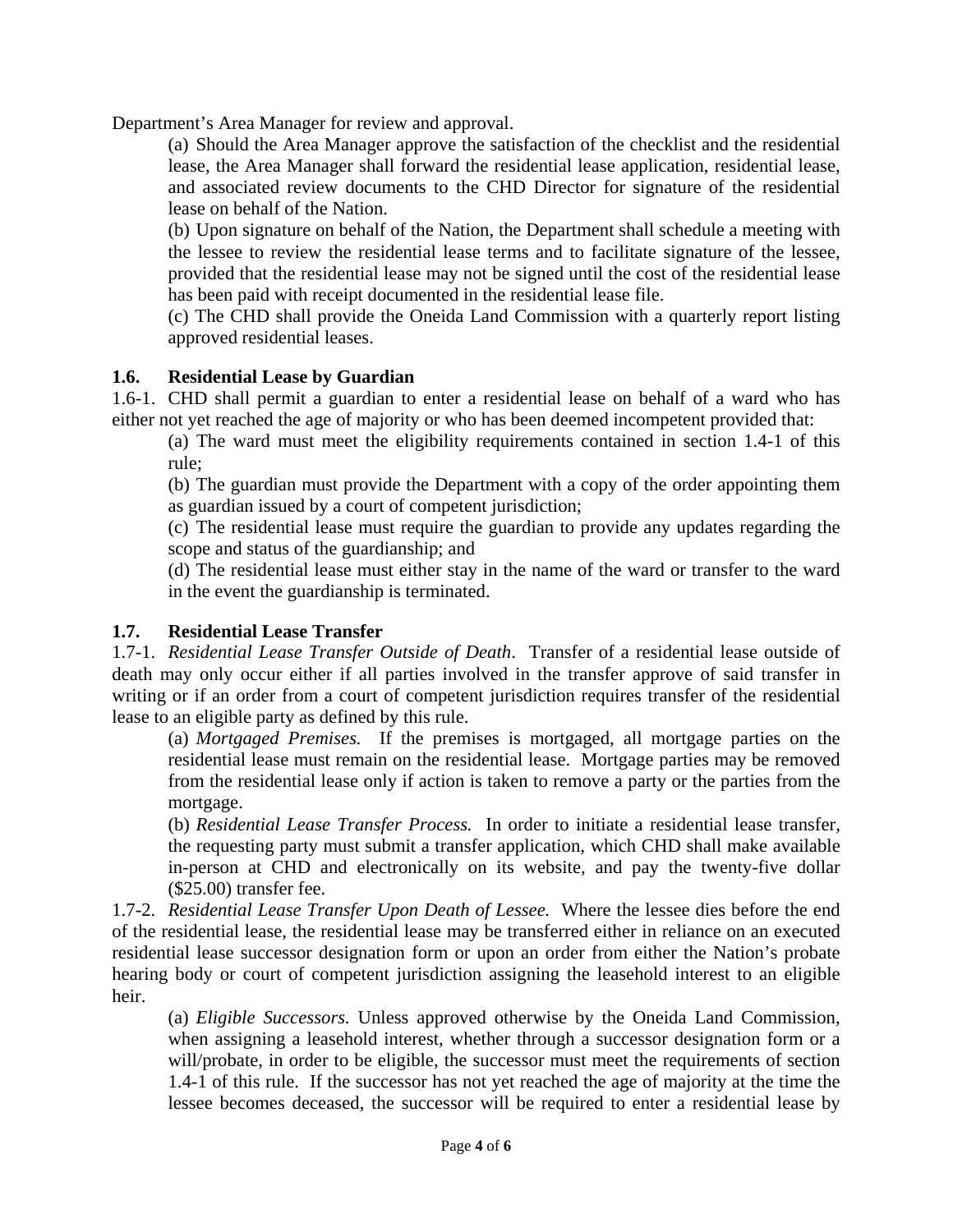Department's Area Manager for review and approval.

(a) Should the Area Manager approve the satisfaction of the checklist and the residential lease, the Area Manager shall forward the residential lease application, residential lease, and associated review documents to the CHD Director for signature of the residential lease on behalf of the Nation.

(b) Upon signature on behalf of the Nation, the Department shall schedule a meeting with the lessee to review the residential lease terms and to facilitate signature of the lessee, provided that the residential lease may not be signed until the cost of the residential lease has been paid with receipt documented in the residential lease file.

(c) The CHD shall provide the Oneida Land Commission with a quarterly report listing approved residential leases.

**1.6. Residential Lease by Guardian**

1.6-1. CHD shall permit a guardian to enter a residential lease on behalf of a ward who has either not yet reached the age of majority or who has been deemed incompetent provided that:

(a) The ward must meet the eligibility requirements contained in section 1.4-1 of this rule;

(b) The guardian must provide the Department with a copy of the order appointing them as guardian issued by a court of competent jurisdiction;

(c) The residential lease must require the guardian to provide any updates regarding the scope and status of the guardianship; and

(d) The residential lease must either stay in the name of the ward or transfer to the ward in the event the guardianship is terminated.

**1.7. Residential Lease Transfer**

1.7-1. *Residential Lease Transfer Outside of Death*. Transfer of a residential lease outside of death may only occur either if all parties involved in the transfer approve of said transfer in writing or if an order from a court of competent jurisdiction requires transfer of the residential lease to an eligible party as defined by this rule.

(a) *Mortgaged Premises.* If the premises is mortgaged, all mortgage parties on the residential lease must remain on the residential lease. Mortgage parties may be removed from the residential lease only if action is taken to remove a party or the parties from the mortgage.

(b) *Residential Lease Transfer Process.* In order to initiate a residential lease transfer, the requesting party must submit a transfer application, which CHD shall make available in-person at CHD and electronically on its website, and pay the twenty-five dollar ($25.00) transfer fee.

1.7-2. *Residential Lease Transfer Upon Death of Lessee.* Where the lessee dies before the end of the residential lease, the residential lease may be transferred either in reliance on an executed residential lease successor designation form or upon an order from either the Nation's probate hearing body or court of competent jurisdiction assigning the leasehold interest to an eligible heir.

(a) *Eligible Successors.* Unless approved otherwise by the Oneida Land Commission, when assigning a leasehold interest, whether through a successor designation form or a will/probate, in order to be eligible, the successor must meet the requirements of section 1.4-1 of this rule. If the successor has not yet reached the age of majority at the time the lessee becomes deceased, the successor will be required to enter a residential lease by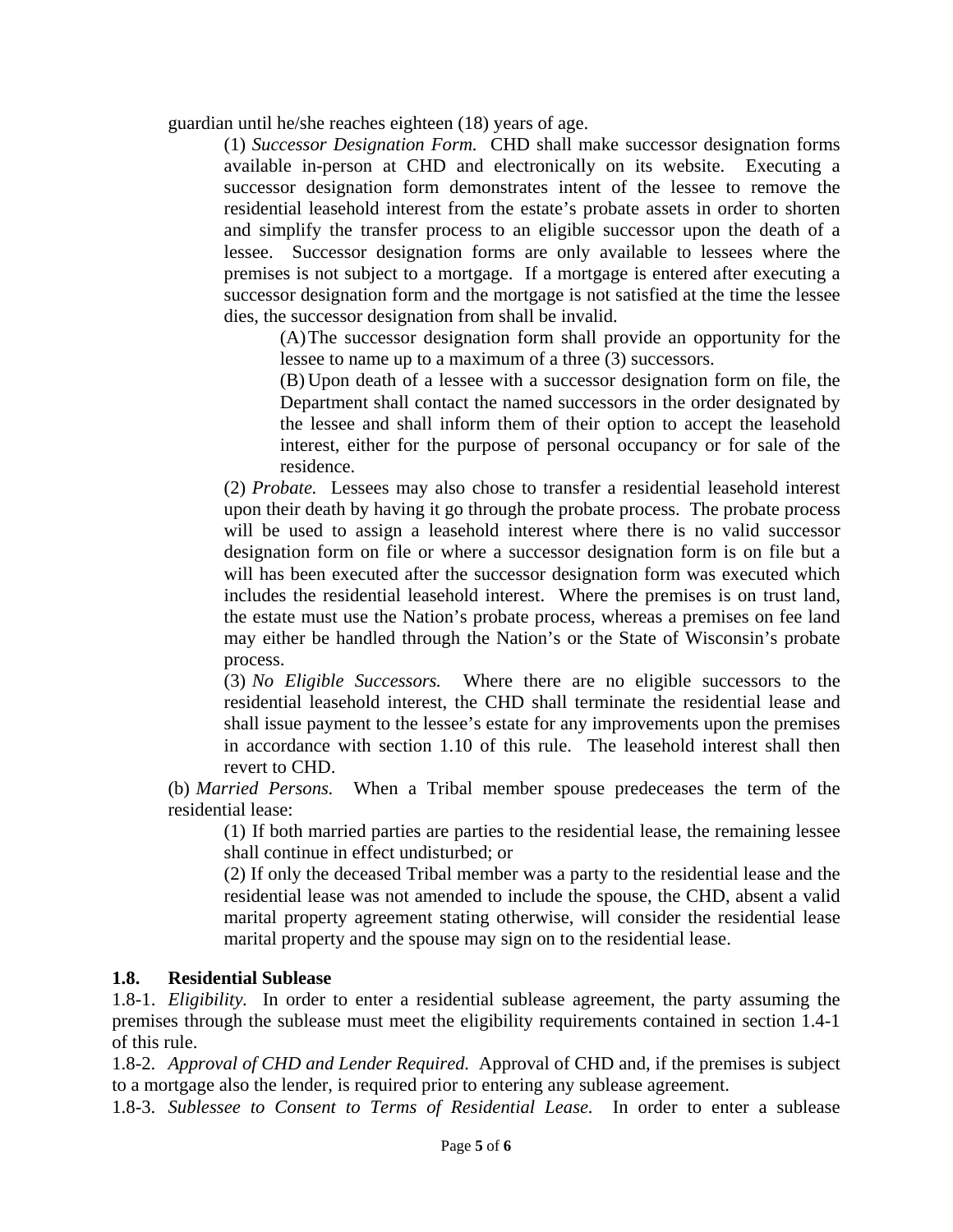guardian until he/she reaches eighteen (18) years of age.

(1) *Successor Designation Form.* CHD shall make successor designation forms available in-person at CHD and electronically on its website. Executing a successor designation form demonstrates intent of the lessee to remove the residential leasehold interest from the estate's probate assets in order to shorten and simplify the transfer process to an eligible successor upon the death of a lessee. Successor designation forms are only available to lessees where the premises is not subject to a mortgage. If a mortgage is entered after executing a successor designation form and the mortgage is not satisfied at the time the lessee dies, the successor designation from shall be invalid.

(A) The successor designation form shall provide an opportunity for the lessee to name up to a maximum of a three (3) successors.

(B) Upon death of a lessee with a successor designation form on file, the Department shall contact the named successors in the order designated by the lessee and shall inform them of their option to accept the leasehold interest, either for the purpose of personal occupancy or for sale of the residence.

(2) *Probate.* Lessees may also chose to transfer a residential leasehold interest upon their death by having it go through the probate process. The probate process will be used to assign a leasehold interest where there is no valid successor designation form on file or where a successor designation form is on file but a will has been executed after the successor designation form was executed which includes the residential leasehold interest. Where the premises is on trust land, the estate must use the Nation's probate process, whereas a premises on fee land may either be handled through the Nation's or the State of Wisconsin's probate process.

(3) *No Eligible Successors.* Where there are no eligible successors to the residential leasehold interest, the CHD shall terminate the residential lease and shall issue payment to the lessee's estate for any improvements upon the premises in accordance with section 1.10 of this rule. The leasehold interest shall then revert to CHD.

(b) *Married Persons.* When a Tribal member spouse predeceases the term of the residential lease:

(1) If both married parties are parties to the residential lease, the remaining lessee shall continue in effect undisturbed; or

(2) If only the deceased Tribal member was a party to the residential lease and the residential lease was not amended to include the spouse, the CHD, absent a valid marital property agreement stating otherwise, will consider the residential lease marital property and the spouse may sign on to the residential lease.

### 1.8. Residential Sublease

1.8-1. *Eligibility.* In order to enter a residential sublease agreement, the party assuming the premises through the sublease must meet the eligibility requirements contained in section 1.4-1 of this rule.

1.8-2. *Approval of CHD and Lender Required.* Approval of CHD and, if the premises is subject to a mortgage also the lender, is required prior to entering any sublease agreement.

1.8-3. *Sublessee to Consent to Terms of Residential Lease.* In order to enter a sublease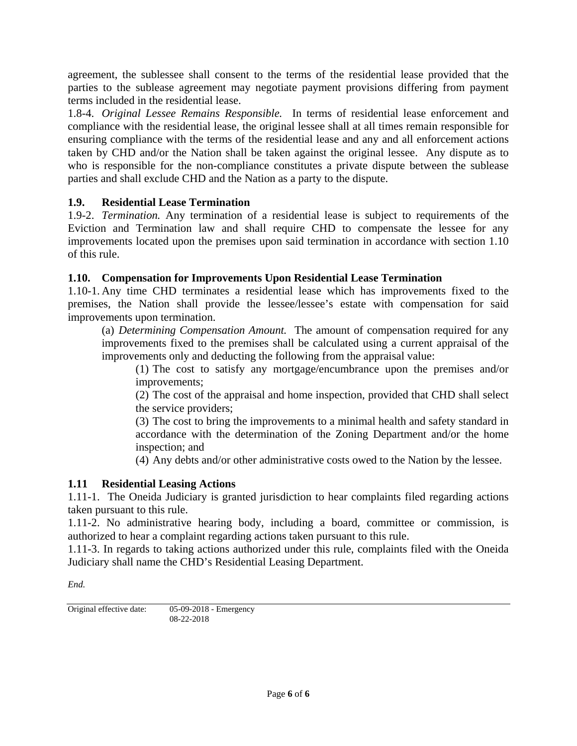agreement, the sublessee shall consent to the terms of the residential lease provided that the parties to the sublease agreement may negotiate payment provisions differing from payment terms included in the residential lease.

1.8-4. *Original Lessee Remains Responsible.* In terms of residential lease enforcement and compliance with the residential lease, the original lessee shall at all times remain responsible for ensuring compliance with the terms of the residential lease and any and all enforcement actions taken by CHD and/or the Nation shall be taken against the original lessee. Any dispute as to who is responsible for the non-compliance constitutes a private dispute between the sublease parties and shall exclude CHD and the Nation as a party to the dispute.

### 1.9. Residential Lease Termination

1.9-2. *Termination.* Any termination of a residential lease is subject to requirements of the Eviction and Termination law and shall require CHD to compensate the lessee for any improvements located upon the premises upon said termination in accordance with section 1.10 of this rule.

### 1.10. Compensation for Improvements Upon Residential Lease Termination

1.10-1. Any time CHD terminates a residential lease which has improvements fixed to the premises, the Nation shall provide the lessee/lessee's estate with compensation for said improvements upon termination.

(a) *Determining Compensation Amount.* The amount of compensation required for any improvements fixed to the premises shall be calculated using a current appraisal of the improvements only and deducting the following from the appraisal value:

(1) The cost to satisfy any mortgage/encumbrance upon the premises and/or improvements;

(2) The cost of the appraisal and home inspection, provided that CHD shall select the service providers;

(3) The cost to bring the improvements to a minimal health and safety standard in accordance with the determination of the Zoning Department and/or the home inspection; and

(4) Any debts and/or other administrative costs owed to the Nation by the lessee.

### 1.11 Residential Leasing Actions

1.11-1. The Oneida Judiciary is granted jurisdiction to hear complaints filed regarding actions taken pursuant to this rule.

1.11-2. No administrative hearing body, including a board, committee or commission, is authorized to hear a complaint regarding actions taken pursuant to this rule.

1.11-3. In regards to taking actions authorized under this rule, complaints filed with the Oneida Judiciary shall name the CHD's Residential Leasing Department.

*End.*

---

Original effective date: 05-09-2018 - Emergency
08-22-2018